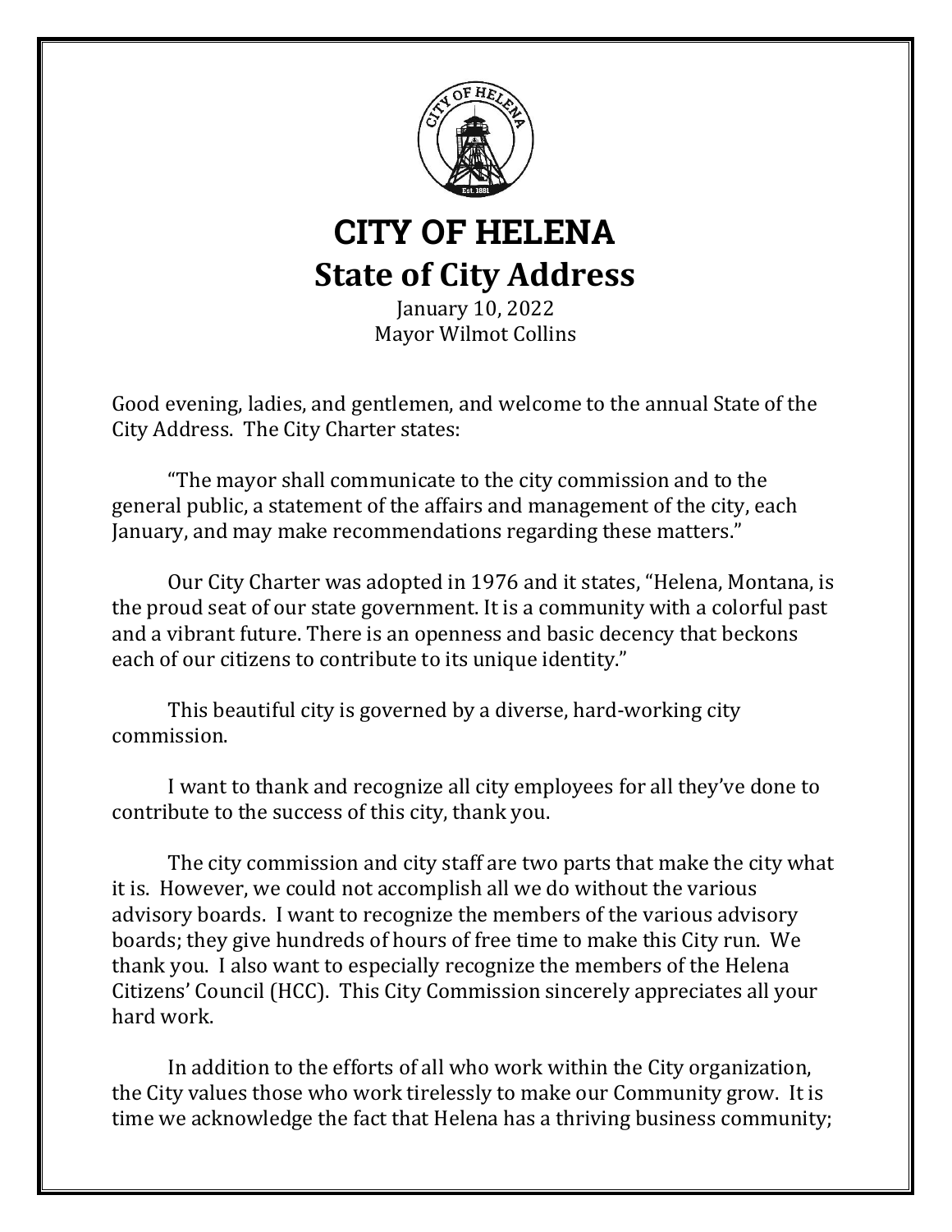# CITY OF HELENA

## State of City Address

January 10, 2022
Mayor Wilmot Collins

Good evening, ladies, and gentlemen, and welcome to the annual State of the City Address. The City Charter states:

"The mayor shall communicate to the city commission and to the general public, a statement of the affairs and management of the city, each January, and may make recommendations regarding these matters."

Our City Charter was adopted in 1976 and it states, "Helena, Montana, is the proud seat of our state government. It is a community with a colorful past and a vibrant future. There is an openness and basic decency that beckons each of our citizens to contribute to its unique identity."

This beautiful city is governed by a diverse, hard-working city commission.

I want to thank and recognize all city employees for all they've done to contribute to the success of this city, thank you.

The city commission and city staff are two parts that make the city what it is. However, we could not accomplish all we do without the various advisory boards. I want to recognize the members of the various advisory boards; they give hundreds of hours of free time to make this City run. We thank you. I also want to especially recognize the members of the Helena Citizens' Council (HCC). This City Commission sincerely appreciates all your hard work.

In addition to the efforts of all who work within the City organization, the City values those who work tirelessly to make our Community grow. It is time we acknowledge the fact that Helena has a thriving business community;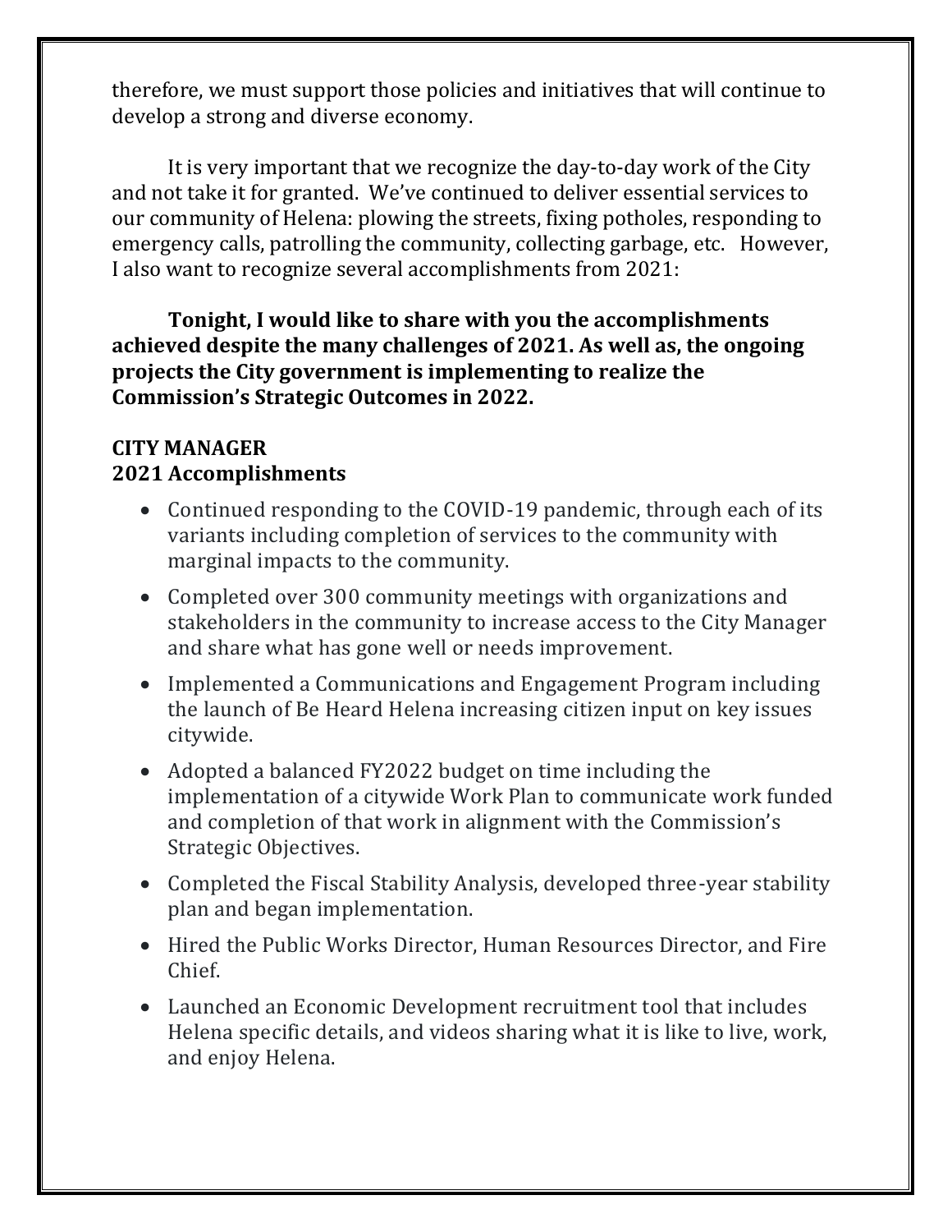therefore, we must support those policies and initiatives that will continue to develop a strong and diverse economy.

It is very important that we recognize the day-to-day work of the City and not take it for granted. We've continued to deliver essential services to our community of Helena: plowing the streets, fixing potholes, responding to emergency calls, patrolling the community, collecting garbage, etc. However, I also want to recognize several accomplishments from 2021:

**Tonight, I would like to share with you the accomplishments achieved despite the many challenges of 2021. As well as, the ongoing projects the City government is implementing to realize the Commission's Strategic Outcomes in 2022.**

## CITY MANAGER
### 2021 Accomplishments

- Continued responding to the COVID-19 pandemic, through each of its variants including completion of services to the community with marginal impacts to the community.
- Completed over 300 community meetings with organizations and stakeholders in the community to increase access to the City Manager and share what has gone well or needs improvement.
- Implemented a Communications and Engagement Program including the launch of Be Heard Helena increasing citizen input on key issues citywide.
- Adopted a balanced FY2022 budget on time including the implementation of a citywide Work Plan to communicate work funded and completion of that work in alignment with the Commission's Strategic Objectives.
- Completed the Fiscal Stability Analysis, developed three-year stability plan and began implementation.
- Hired the Public Works Director, Human Resources Director, and Fire Chief.
- Launched an Economic Development recruitment tool that includes Helena specific details, and videos sharing what it is like to live, work, and enjoy Helena.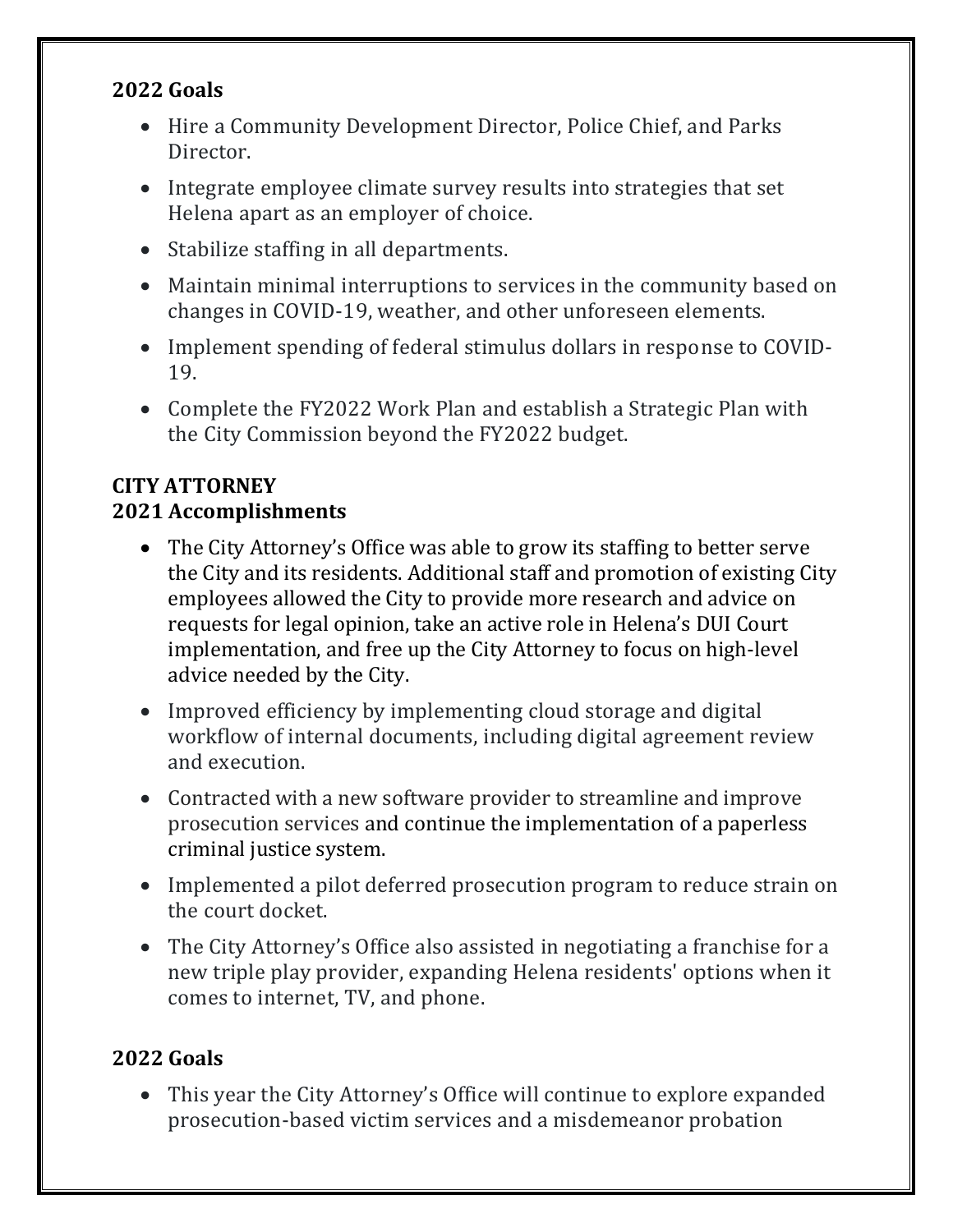**2022 Goals**

- Hire a Community Development Director, Police Chief, and Parks Director.
- Integrate employee climate survey results into strategies that set Helena apart as an employer of choice.
- Stabilize staffing in all departments.
- Maintain minimal interruptions to services in the community based on changes in COVID-19, weather, and other unforeseen elements.
- Implement spending of federal stimulus dollars in response to COVID-19.
- Complete the FY2022 Work Plan and establish a Strategic Plan with the City Commission beyond the FY2022 budget.

**CITY ATTORNEY**

**2021 Accomplishments**

- The City Attorney's Office was able to grow its staffing to better serve the City and its residents. Additional staff and promotion of existing City employees allowed the City to provide more research and advice on requests for legal opinion, take an active role in Helena's DUI Court implementation, and free up the City Attorney to focus on high-level advice needed by the City.
- Improved efficiency by implementing cloud storage and digital workflow of internal documents, including digital agreement review and execution.
- Contracted with a new software provider to streamline and improve prosecution services and continue the implementation of a paperless criminal justice system.
- Implemented a pilot deferred prosecution program to reduce strain on the court docket.
- The City Attorney's Office also assisted in negotiating a franchise for a new triple play provider, expanding Helena residents' options when it comes to internet, TV, and phone.

**2022 Goals**

- This year the City Attorney's Office will continue to explore expanded prosecution-based victim services and a misdemeanor probation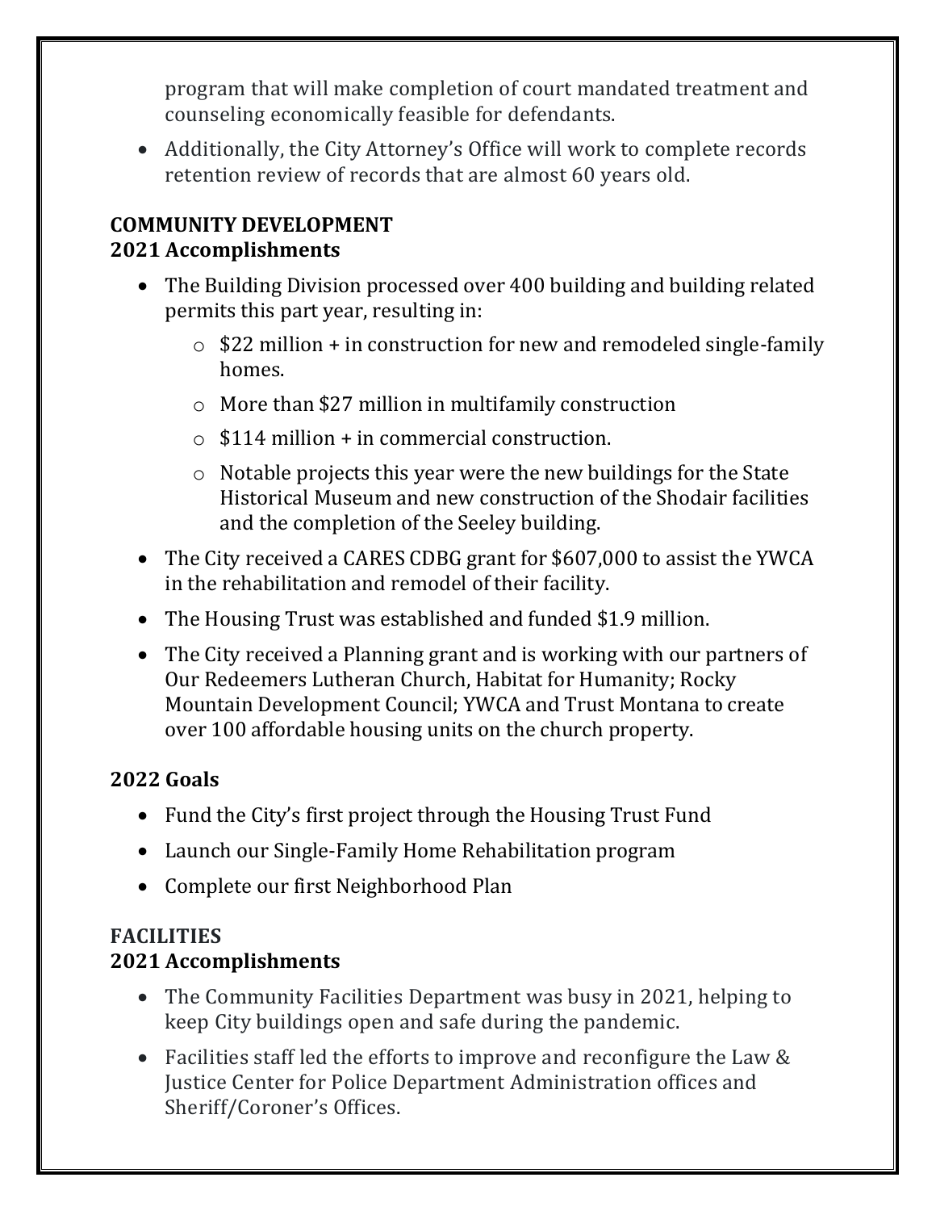program that will make completion of court mandated treatment and counseling economically feasible for defendants.

- Additionally, the City Attorney's Office will work to complete records retention review of records that are almost 60 years old.

## COMMUNITY DEVELOPMENT

### 2021 Accomplishments

- The Building Division processed over 400 building and building related permits this part year, resulting in:
  - $22 million + in construction for new and remodeled single-family homes.
  - More than $27 million in multifamily construction
  - $114 million + in commercial construction.
  - Notable projects this year were the new buildings for the State Historical Museum and new construction of the Shodair facilities and the completion of the Seeley building.
- The City received a CARES CDBG grant for $607,000 to assist the YWCA in the rehabilitation and remodel of their facility.
- The Housing Trust was established and funded $1.9 million.
- The City received a Planning grant and is working with our partners of Our Redeemers Lutheran Church, Habitat for Humanity; Rocky Mountain Development Council; YWCA and Trust Montana to create over 100 affordable housing units on the church property.

### 2022 Goals

- Fund the City's first project through the Housing Trust Fund
- Launch our Single-Family Home Rehabilitation program
- Complete our first Neighborhood Plan

## FACILITIES

### 2021 Accomplishments

- The Community Facilities Department was busy in 2021, helping to keep City buildings open and safe during the pandemic.
- Facilities staff led the efforts to improve and reconfigure the Law & Justice Center for Police Department Administration offices and Sheriff/Coroner's Offices.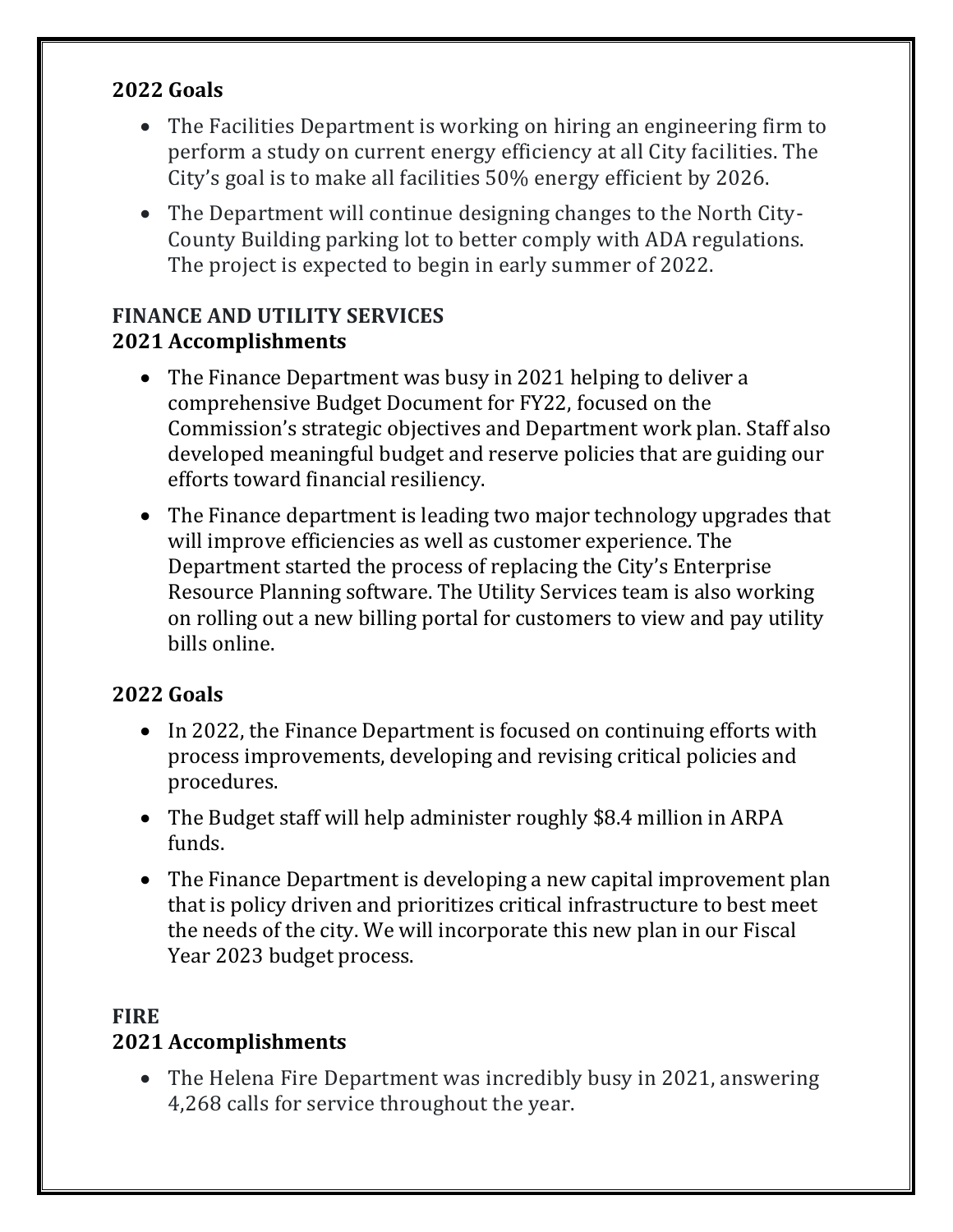### 2022 Goals

- The Facilities Department is working on hiring an engineering firm to perform a study on current energy efficiency at all City facilities. The City's goal is to make all facilities 50% energy efficient by 2026.
- The Department will continue designing changes to the North City-County Building parking lot to better comply with ADA regulations. The project is expected to begin in early summer of 2022.

## FINANCE AND UTILITY SERVICES

### 2021 Accomplishments

- The Finance Department was busy in 2021 helping to deliver a comprehensive Budget Document for FY22, focused on the Commission's strategic objectives and Department work plan. Staff also developed meaningful budget and reserve policies that are guiding our efforts toward financial resiliency.
- The Finance department is leading two major technology upgrades that will improve efficiencies as well as customer experience. The Department started the process of replacing the City's Enterprise Resource Planning software. The Utility Services team is also working on rolling out a new billing portal for customers to view and pay utility bills online.

### 2022 Goals

- In 2022, the Finance Department is focused on continuing efforts with process improvements, developing and revising critical policies and procedures.
- The Budget staff will help administer roughly $8.4 million in ARPA funds.
- The Finance Department is developing a new capital improvement plan that is policy driven and prioritizes critical infrastructure to best meet the needs of the city. We will incorporate this new plan in our Fiscal Year 2023 budget process.

## FIRE

### 2021 Accomplishments

- The Helena Fire Department was incredibly busy in 2021, answering 4,268 calls for service throughout the year.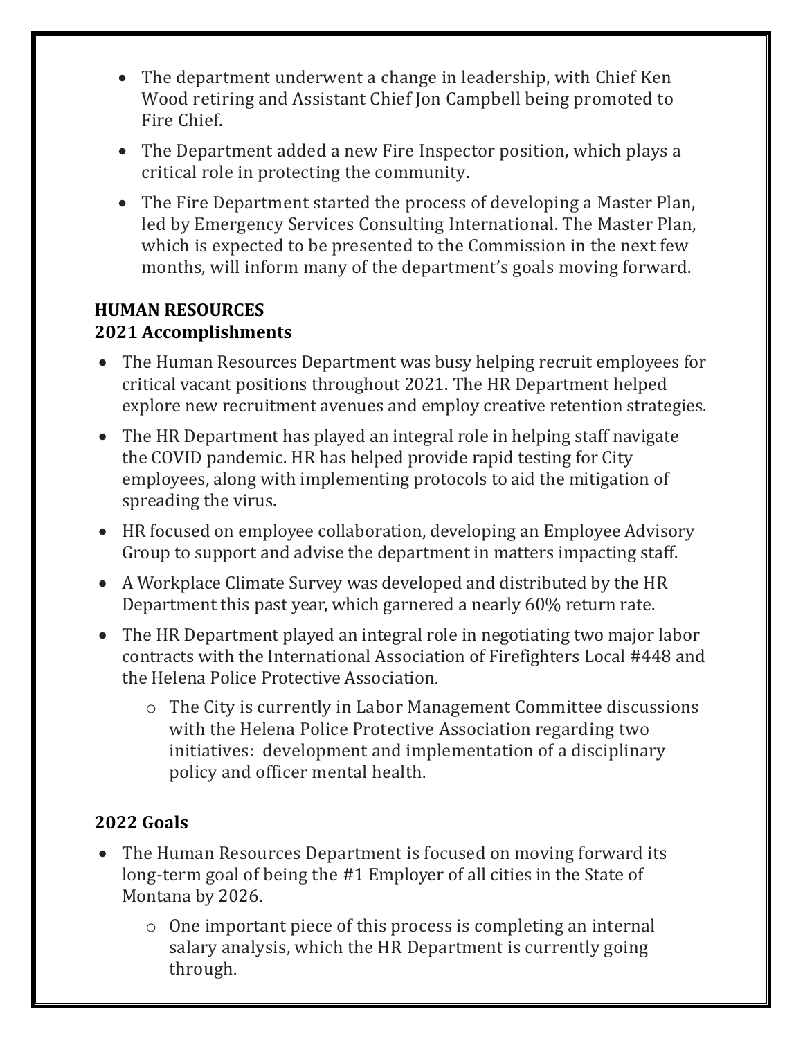- The department underwent a change in leadership, with Chief Ken Wood retiring and Assistant Chief Jon Campbell being promoted to Fire Chief.
- The Department added a new Fire Inspector position, which plays a critical role in protecting the community.
- The Fire Department started the process of developing a Master Plan, led by Emergency Services Consulting International. The Master Plan, which is expected to be presented to the Commission in the next few months, will inform many of the department's goals moving forward.

## HUMAN RESOURCES

### 2021 Accomplishments

- The Human Resources Department was busy helping recruit employees for critical vacant positions throughout 2021. The HR Department helped explore new recruitment avenues and employ creative retention strategies.
- The HR Department has played an integral role in helping staff navigate the COVID pandemic. HR has helped provide rapid testing for City employees, along with implementing protocols to aid the mitigation of spreading the virus.
- HR focused on employee collaboration, developing an Employee Advisory Group to support and advise the department in matters impacting staff.
- A Workplace Climate Survey was developed and distributed by the HR Department this past year, which garnered a nearly 60% return rate.
- The HR Department played an integral role in negotiating two major labor contracts with the International Association of Firefighters Local #448 and the Helena Police Protective Association.
    - The City is currently in Labor Management Committee discussions with the Helena Police Protective Association regarding two initiatives: development and implementation of a disciplinary policy and officer mental health.

### 2022 Goals

- The Human Resources Department is focused on moving forward its long-term goal of being the #1 Employer of all cities in the State of Montana by 2026.
    - One important piece of this process is completing an internal salary analysis, which the HR Department is currently going through.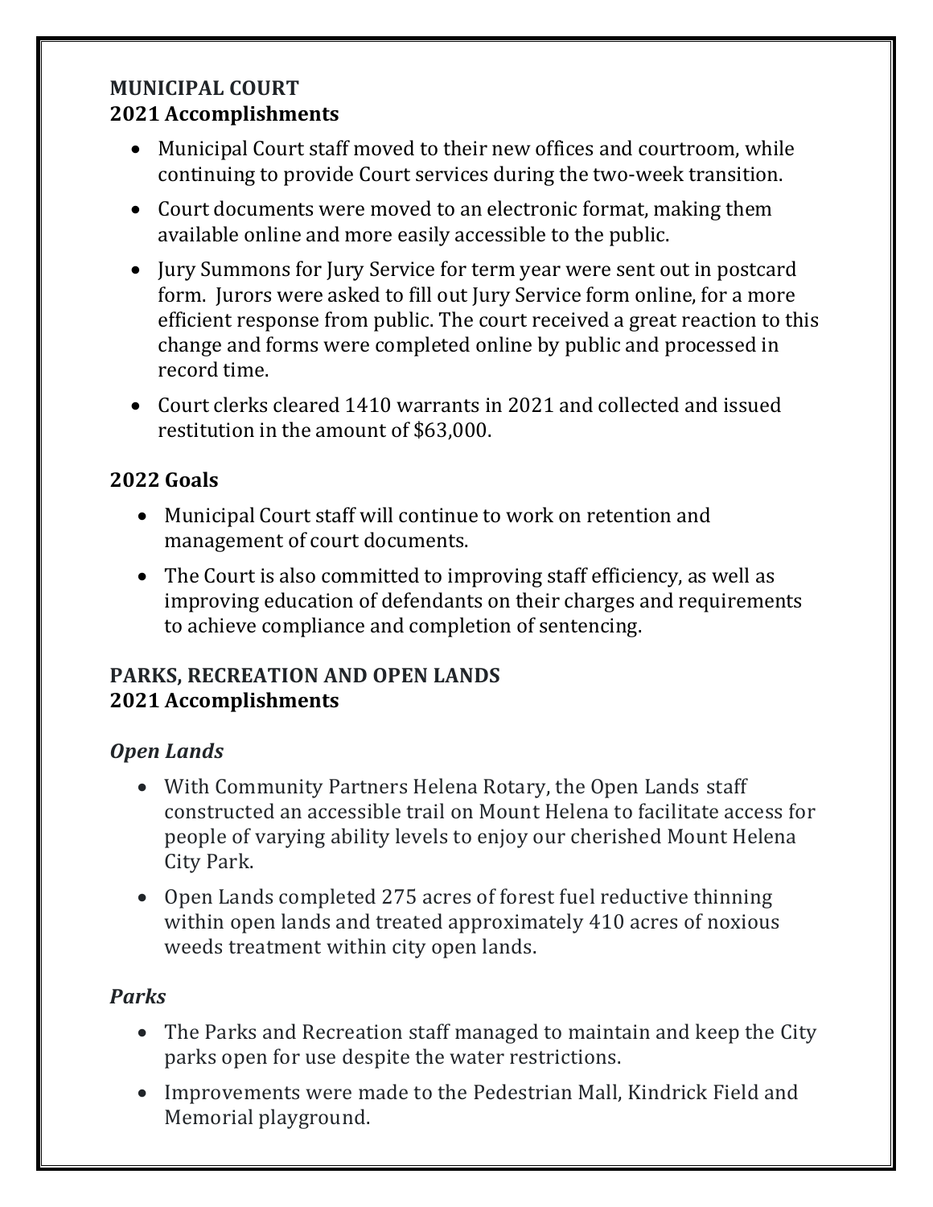## MUNICIPAL COURT
### 2021 Accomplishments

- Municipal Court staff moved to their new offices and courtroom, while continuing to provide Court services during the two-week transition.
- Court documents were moved to an electronic format, making them available online and more easily accessible to the public.
- Jury Summons for Jury Service for term year were sent out in postcard form. Jurors were asked to fill out Jury Service form online, for a more efficient response from public. The court received a great reaction to this change and forms were completed online by public and processed in record time.
- Court clerks cleared 1410 warrants in 2021 and collected and issued restitution in the amount of $63,000.

### 2022 Goals

- Municipal Court staff will continue to work on retention and management of court documents.
- The Court is also committed to improving staff efficiency, as well as improving education of defendants on their charges and requirements to achieve compliance and completion of sentencing.

## PARKS, RECREATION AND OPEN LANDS
### 2021 Accomplishments

#### *Open Lands*

- With Community Partners Helena Rotary, the Open Lands staff constructed an accessible trail on Mount Helena to facilitate access for people of varying ability levels to enjoy our cherished Mount Helena City Park.
- Open Lands completed 275 acres of forest fuel reductive thinning within open lands and treated approximately 410 acres of noxious weeds treatment within city open lands.

#### *Parks*

- The Parks and Recreation staff managed to maintain and keep the City parks open for use despite the water restrictions.
- Improvements were made to the Pedestrian Mall, Kindrick Field and Memorial playground.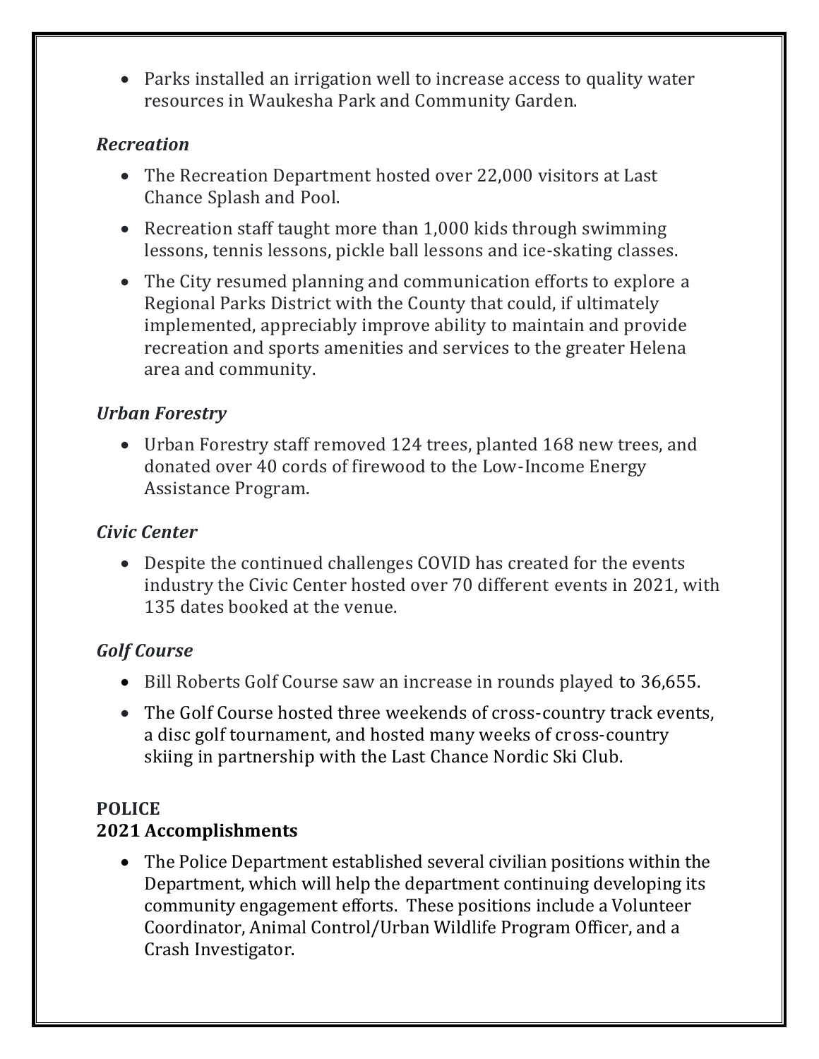- Parks installed an irrigation well to increase access to quality water resources in Waukesha Park and Community Garden.

### *Recreation*

- The Recreation Department hosted over 22,000 visitors at Last Chance Splash and Pool.
- Recreation staff taught more than 1,000 kids through swimming lessons, tennis lessons, pickle ball lessons and ice-skating classes.
- The City resumed planning and communication efforts to explore a Regional Parks District with the County that could, if ultimately implemented, appreciably improve ability to maintain and provide recreation and sports amenities and services to the greater Helena area and community.

### *Urban Forestry*

- Urban Forestry staff removed 124 trees, planted 168 new trees, and donated over 40 cords of firewood to the Low-Income Energy Assistance Program.

### *Civic Center*

- Despite the continued challenges COVID has created for the events industry the Civic Center hosted over 70 different events in 2021, with 135 dates booked at the venue.

### *Golf Course*

- Bill Roberts Golf Course saw an increase in rounds played to 36,655.
- The Golf Course hosted three weekends of cross-country track events, a disc golf tournament, and hosted many weeks of cross-country skiing in partnership with the Last Chance Nordic Ski Club.

## POLICE
## 2021 Accomplishments

- The Police Department established several civilian positions within the Department, which will help the department continuing developing its community engagement efforts. These positions include a Volunteer Coordinator, Animal Control/Urban Wildlife Program Officer, and a Crash Investigator.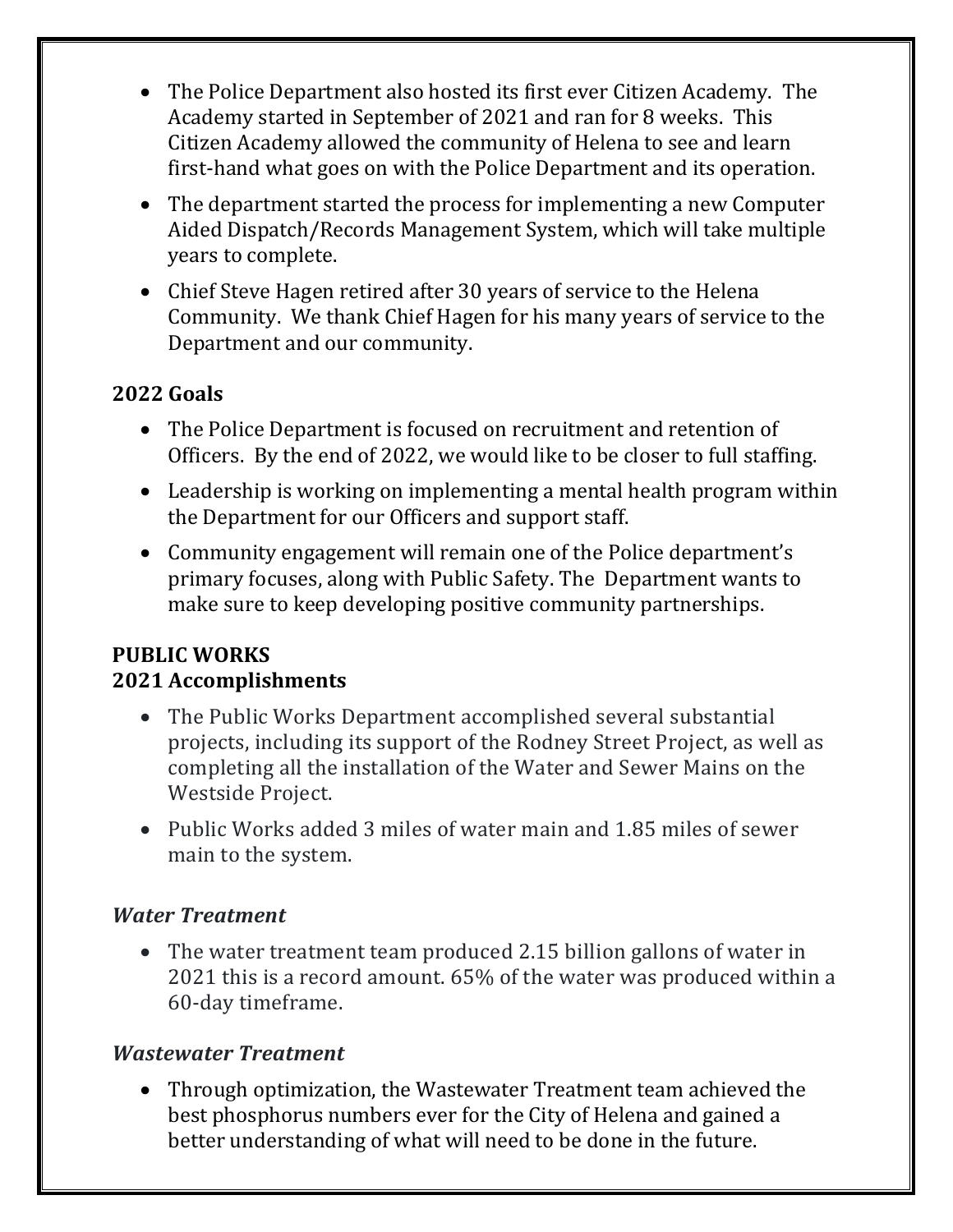- The Police Department also hosted its first ever Citizen Academy. The Academy started in September of 2021 and ran for 8 weeks. This Citizen Academy allowed the community of Helena to see and learn first-hand what goes on with the Police Department and its operation.
- The department started the process for implementing a new Computer Aided Dispatch/Records Management System, which will take multiple years to complete.
- Chief Steve Hagen retired after 30 years of service to the Helena Community. We thank Chief Hagen for his many years of service to the Department and our community.

**2022 Goals**

- The Police Department is focused on recruitment and retention of Officers. By the end of 2022, we would like to be closer to full staffing.
- Leadership is working on implementing a mental health program within the Department for our Officers and support staff.
- Community engagement will remain one of the Police department's primary focuses, along with Public Safety. The Department wants to make sure to keep developing positive community partnerships.

**PUBLIC WORKS**
**2021 Accomplishments**

- The Public Works Department accomplished several substantial projects, including its support of the Rodney Street Project, as well as completing all the installation of the Water and Sewer Mains on the Westside Project.
- Public Works added 3 miles of water main and 1.85 miles of sewer main to the system.

***Water Treatment***

- The water treatment team produced 2.15 billion gallons of water in 2021 this is a record amount. 65% of the water was produced within a 60-day timeframe.

***Wastewater Treatment***

- Through optimization, the Wastewater Treatment team achieved the best phosphorus numbers ever for the City of Helena and gained a better understanding of what will need to be done in the future.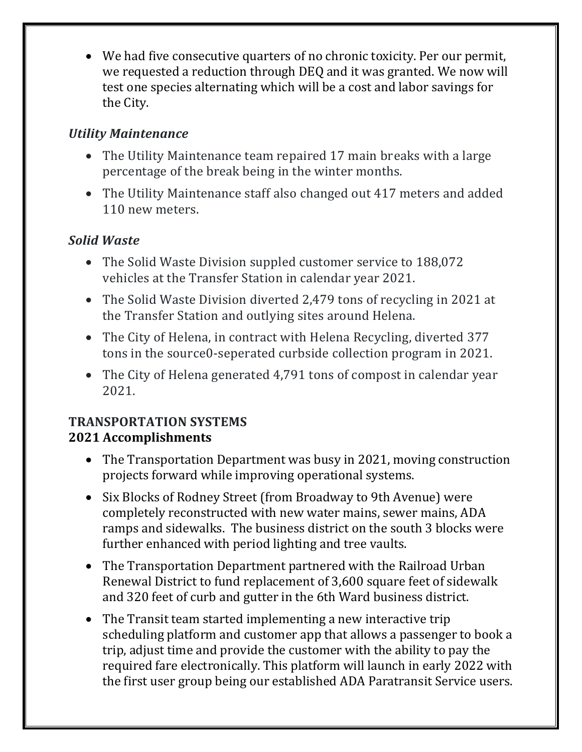- We had five consecutive quarters of no chronic toxicity. Per our permit, we requested a reduction through DEQ and it was granted. We now will test one species alternating which will be a cost and labor savings for the City.

### *Utility Maintenance*

- The Utility Maintenance team repaired 17 main breaks with a large percentage of the break being in the winter months.
- The Utility Maintenance staff also changed out 417 meters and added 110 new meters.

### *Solid Waste*

- The Solid Waste Division suppled customer service to 188,072 vehicles at the Transfer Station in calendar year 2021.
- The Solid Waste Division diverted 2,479 tons of recycling in 2021 at the Transfer Station and outlying sites around Helena.
- The City of Helena, in contract with Helena Recycling, diverted 377 tons in the source0-seperated curbside collection program in 2021.
- The City of Helena generated 4,791 tons of compost in calendar year 2021.

## TRANSPORTATION SYSTEMS
## 2021 Accomplishments

- The Transportation Department was busy in 2021, moving construction projects forward while improving operational systems.
- Six Blocks of Rodney Street (from Broadway to 9th Avenue) were completely reconstructed with new water mains, sewer mains, ADA ramps and sidewalks. The business district on the south 3 blocks were further enhanced with period lighting and tree vaults.
- The Transportation Department partnered with the Railroad Urban Renewal District to fund replacement of 3,600 square feet of sidewalk and 320 feet of curb and gutter in the 6th Ward business district.
- The Transit team started implementing a new interactive trip scheduling platform and customer app that allows a passenger to book a trip, adjust time and provide the customer with the ability to pay the required fare electronically. This platform will launch in early 2022 with the first user group being our established ADA Paratransit Service users.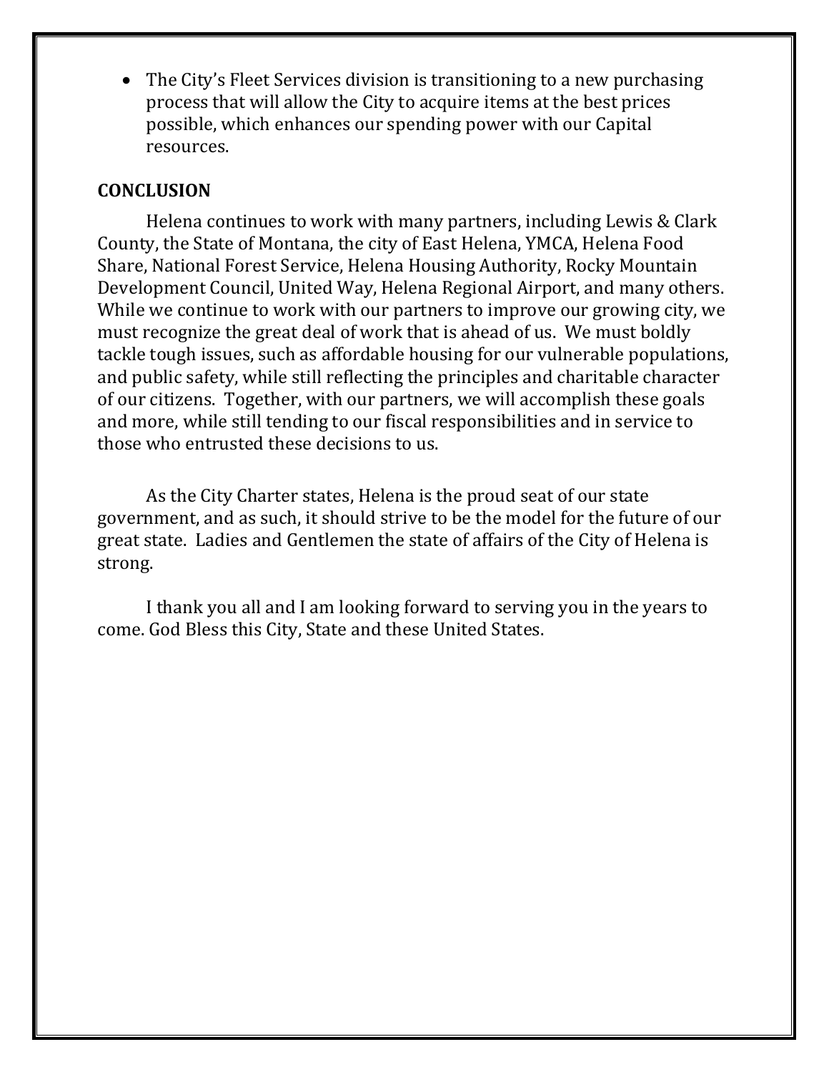- The City's Fleet Services division is transitioning to a new purchasing process that will allow the City to acquire items at the best prices possible, which enhances our spending power with our Capital resources.

## CONCLUSION

Helena continues to work with many partners, including Lewis & Clark County, the State of Montana, the city of East Helena, YMCA, Helena Food Share, National Forest Service, Helena Housing Authority, Rocky Mountain Development Council, United Way, Helena Regional Airport, and many others. While we continue to work with our partners to improve our growing city, we must recognize the great deal of work that is ahead of us. We must boldly tackle tough issues, such as affordable housing for our vulnerable populations, and public safety, while still reflecting the principles and charitable character of our citizens. Together, with our partners, we will accomplish these goals and more, while still tending to our fiscal responsibilities and in service to those who entrusted these decisions to us.

As the City Charter states, Helena is the proud seat of our state government, and as such, it should strive to be the model for the future of our great state. Ladies and Gentlemen the state of affairs of the City of Helena is strong.

I thank you all and I am looking forward to serving you in the years to come. God Bless this City, State and these United States.